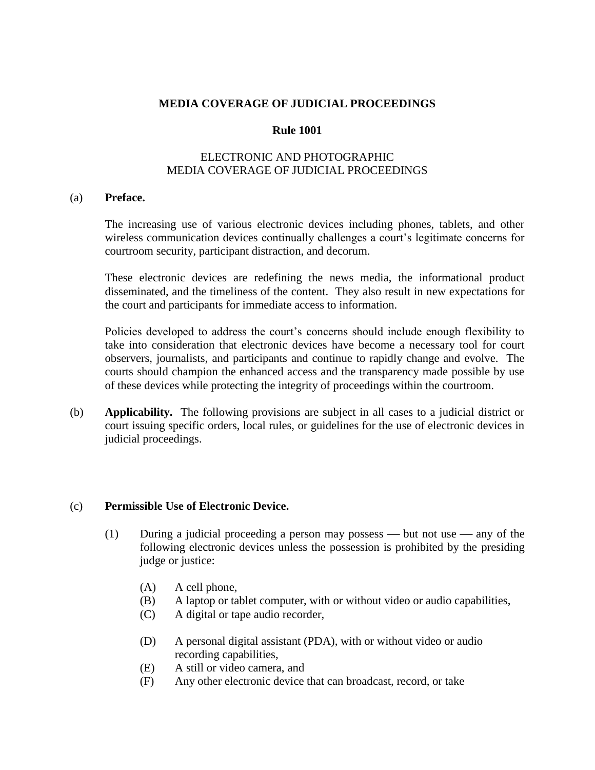# MEDIA COVERAGE OF JUDICIAL PROCEEDINGS

## Rule 1001

### ELECTRONIC AND PHOTOGRAPHIC MEDIA COVERAGE OF JUDICIAL PROCEEDINGS

(a) **Preface.**

The increasing use of various electronic devices including phones, tablets, and other wireless communication devices continually challenges a court's legitimate concerns for courtroom security, participant distraction, and decorum.

These electronic devices are redefining the news media, the informational product disseminated, and the timeliness of the content. They also result in new expectations for the court and participants for immediate access to information.

Policies developed to address the court's concerns should include enough flexibility to take into consideration that electronic devices have become a necessary tool for court observers, journalists, and participants and continue to rapidly change and evolve. The courts should champion the enhanced access and the transparency made possible by use of these devices while protecting the integrity of proceedings within the courtroom.

(b) **Applicability.** The following provisions are subject in all cases to a judicial district or court issuing specific orders, local rules, or guidelines for the use of electronic devices in judicial proceedings.

(c) **Permissible Use of Electronic Device.**

(1) During a judicial proceeding a person may possess — but not use — any of the following electronic devices unless the possession is prohibited by the presiding judge or justice:

(A) A cell phone,
(B) A laptop or tablet computer, with or without video or audio capabilities,
(C) A digital or tape audio recorder,
(D) A personal digital assistant (PDA), with or without video or audio recording capabilities,
(E) A still or video camera, and
(F) Any other electronic device that can broadcast, record, or take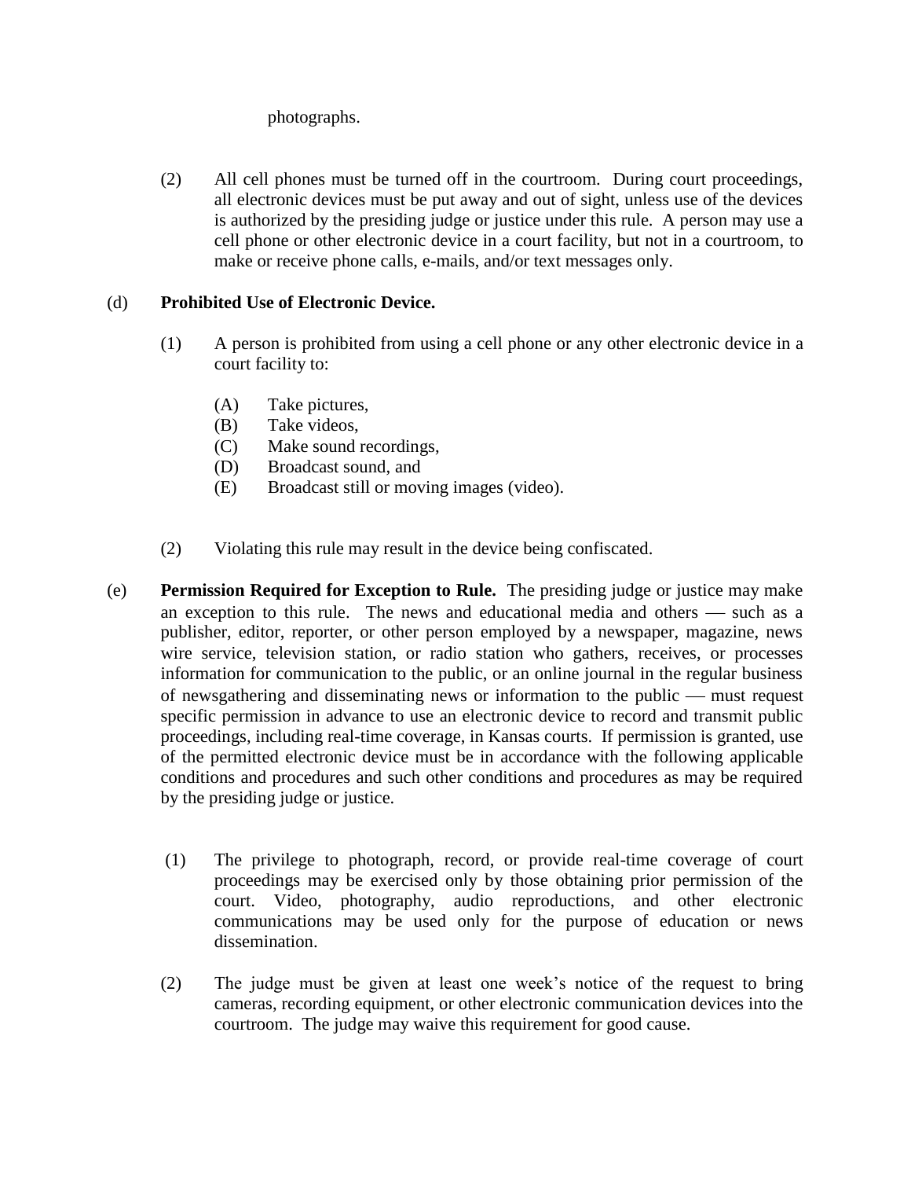photographs.

(2) All cell phones must be turned off in the courtroom. During court proceedings, all electronic devices must be put away and out of sight, unless use of the devices is authorized by the presiding judge or justice under this rule. A person may use a cell phone or other electronic device in a court facility, but not in a courtroom, to make or receive phone calls, e-mails, and/or text messages only.

(d) **Prohibited Use of Electronic Device.**

(1) A person is prohibited from using a cell phone or any other electronic device in a court facility to:

(A) Take pictures,
(B) Take videos,
(C) Make sound recordings,
(D) Broadcast sound, and
(E) Broadcast still or moving images (video).

(2) Violating this rule may result in the device being confiscated.

(e) **Permission Required for Exception to Rule.** The presiding judge or justice may make an exception to this rule. The news and educational media and others — such as a publisher, editor, reporter, or other person employed by a newspaper, magazine, news wire service, television station, or radio station who gathers, receives, or processes information for communication to the public, or an online journal in the regular business of newsgathering and disseminating news or information to the public — must request specific permission in advance to use an electronic device to record and transmit public proceedings, including real-time coverage, in Kansas courts. If permission is granted, use of the permitted electronic device must be in accordance with the following applicable conditions and procedures and such other conditions and procedures as may be required by the presiding judge or justice.

(1) The privilege to photograph, record, or provide real-time coverage of court proceedings may be exercised only by those obtaining prior permission of the court. Video, photography, audio reproductions, and other electronic communications may be used only for the purpose of education or news dissemination.

(2) The judge must be given at least one week's notice of the request to bring cameras, recording equipment, or other electronic communication devices into the courtroom. The judge may waive this requirement for good cause.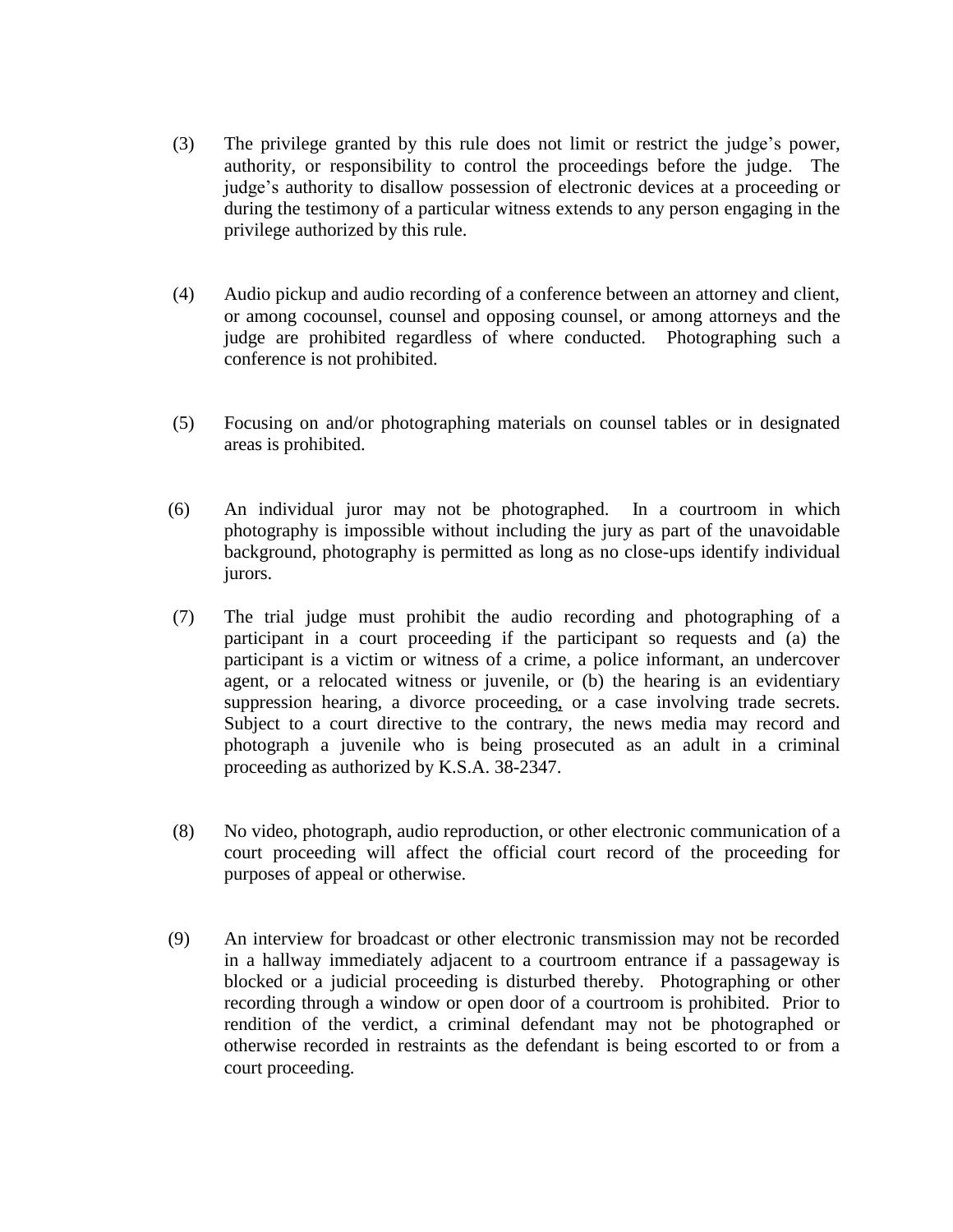(3) The privilege granted by this rule does not limit or restrict the judge's power, authority, or responsibility to control the proceedings before the judge. The judge's authority to disallow possession of electronic devices at a proceeding or during the testimony of a particular witness extends to any person engaging in the privilege authorized by this rule.

(4) Audio pickup and audio recording of a conference between an attorney and client, or among cocounsel, counsel and opposing counsel, or among attorneys and the judge are prohibited regardless of where conducted. Photographing such a conference is not prohibited.

(5) Focusing on and/or photographing materials on counsel tables or in designated areas is prohibited.

(6) An individual juror may not be photographed. In a courtroom in which photography is impossible without including the jury as part of the unavoidable background, photography is permitted as long as no close-ups identify individual jurors.

(7) The trial judge must prohibit the audio recording and photographing of a participant in a court proceeding if the participant so requests and (a) the participant is a victim or witness of a crime, a police informant, an undercover agent, or a relocated witness or juvenile, or (b) the hearing is an evidentiary suppression hearing, a divorce proceeding, or a case involving trade secrets. Subject to a court directive to the contrary, the news media may record and photograph a juvenile who is being prosecuted as an adult in a criminal proceeding as authorized by K.S.A. 38-2347.

(8) No video, photograph, audio reproduction, or other electronic communication of a court proceeding will affect the official court record of the proceeding for purposes of appeal or otherwise.

(9) An interview for broadcast or other electronic transmission may not be recorded in a hallway immediately adjacent to a courtroom entrance if a passageway is blocked or a judicial proceeding is disturbed thereby. Photographing or other recording through a window or open door of a courtroom is prohibited. Prior to rendition of the verdict, a criminal defendant may not be photographed or otherwise recorded in restraints as the defendant is being escorted to or from a court proceeding.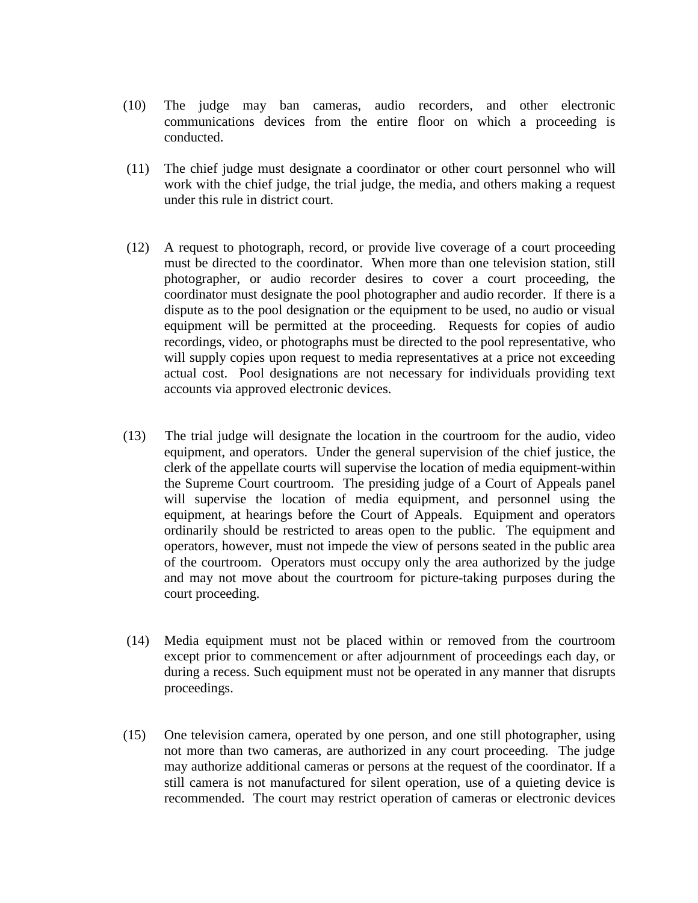(10) The judge may ban cameras, audio recorders, and other electronic communications devices from the entire floor on which a proceeding is conducted.

(11) The chief judge must designate a coordinator or other court personnel who will work with the chief judge, the trial judge, the media, and others making a request under this rule in district court.

(12) A request to photograph, record, or provide live coverage of a court proceeding must be directed to the coordinator. When more than one television station, still photographer, or audio recorder desires to cover a court proceeding, the coordinator must designate the pool photographer and audio recorder. If there is a dispute as to the pool designation or the equipment to be used, no audio or visual equipment will be permitted at the proceeding. Requests for copies of audio recordings, video, or photographs must be directed to the pool representative, who will supply copies upon request to media representatives at a price not exceeding actual cost. Pool designations are not necessary for individuals providing text accounts via approved electronic devices.

(13) The trial judge will designate the location in the courtroom for the audio, video equipment, and operators. Under the general supervision of the chief justice, the clerk of the appellate courts will supervise the location of media equipment within the Supreme Court courtroom. The presiding judge of a Court of Appeals panel will supervise the location of media equipment, and personnel using the equipment, at hearings before the Court of Appeals. Equipment and operators ordinarily should be restricted to areas open to the public. The equipment and operators, however, must not impede the view of persons seated in the public area of the courtroom. Operators must occupy only the area authorized by the judge and may not move about the courtroom for picture-taking purposes during the court proceeding.

(14) Media equipment must not be placed within or removed from the courtroom except prior to commencement or after adjournment of proceedings each day, or during a recess. Such equipment must not be operated in any manner that disrupts proceedings.

(15) One television camera, operated by one person, and one still photographer, using not more than two cameras, are authorized in any court proceeding. The judge may authorize additional cameras or persons at the request of the coordinator. If a still camera is not manufactured for silent operation, use of a quieting device is recommended. The court may restrict operation of cameras or electronic devices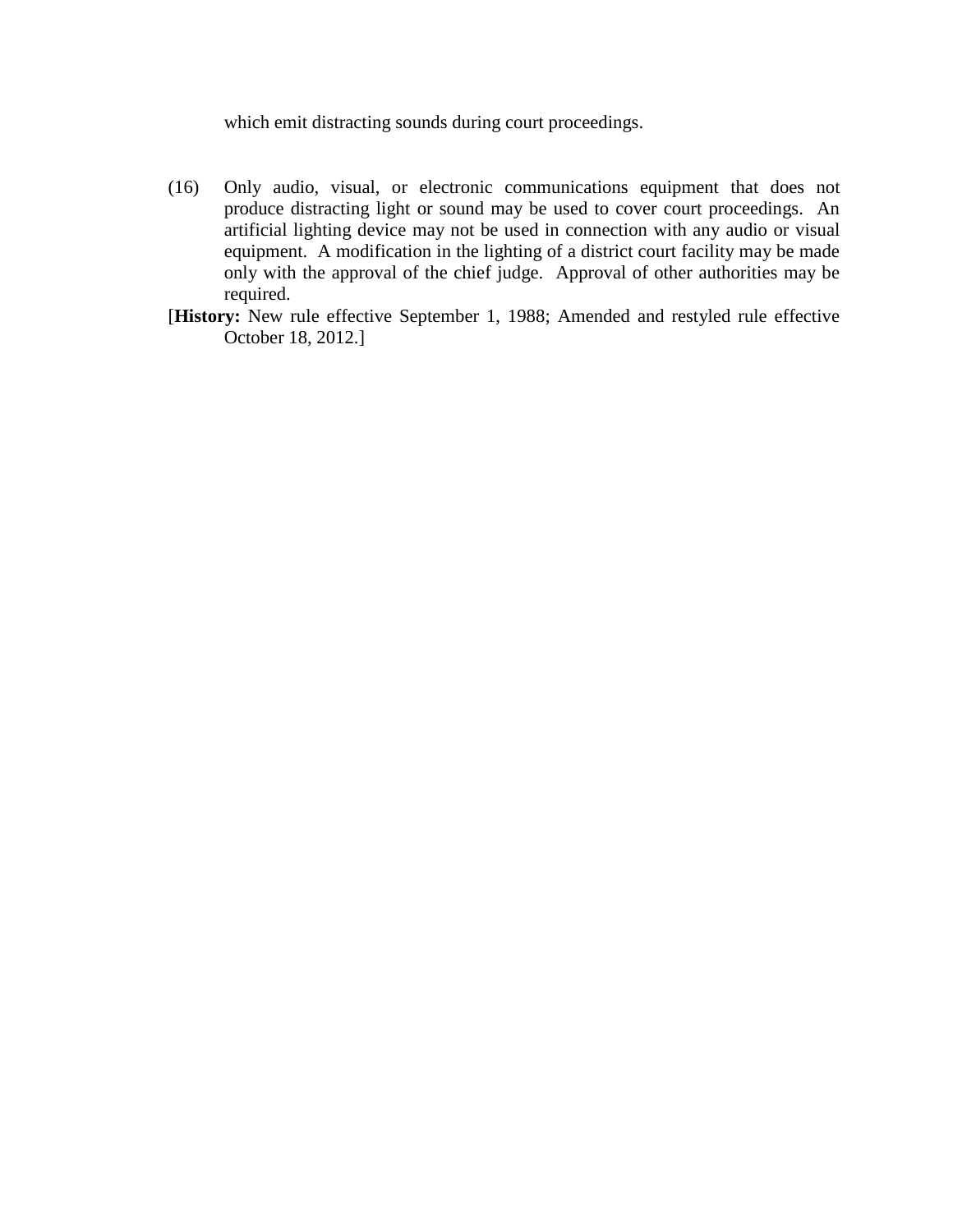which emit distracting sounds during court proceedings.

(16) Only audio, visual, or electronic communications equipment that does not produce distracting light or sound may be used to cover court proceedings. An artificial lighting device may not be used in connection with any audio or visual equipment. A modification in the lighting of a district court facility may be made only with the approval of the chief judge. Approval of other authorities may be required.

[**History:** New rule effective September 1, 1988; Amended and restyled rule effective October 18, 2012.]